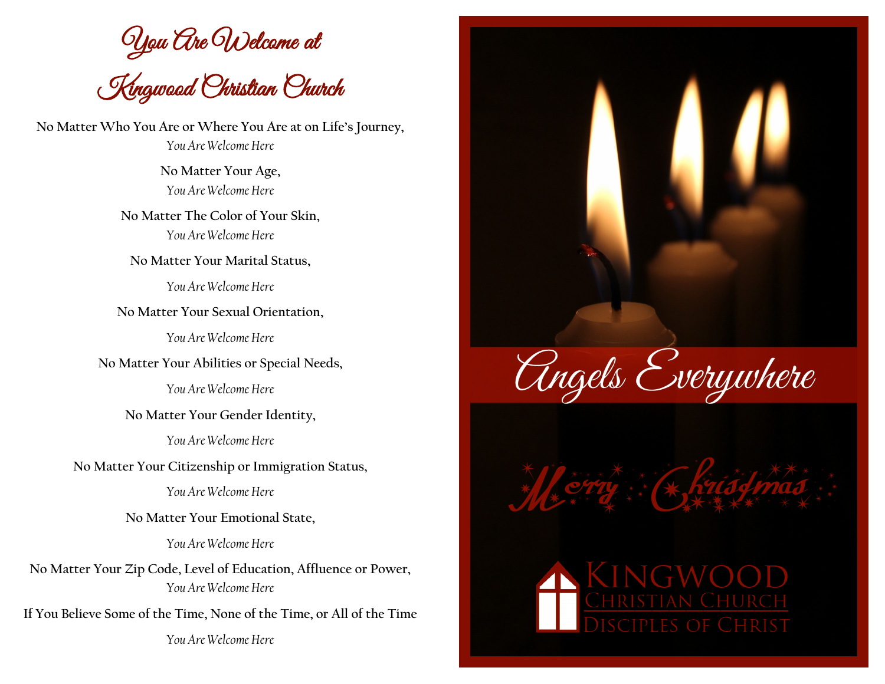# You Are Welcome at Kingwood Christian Church

No Matter Who You Are or Where You Are at on Life's Journey,
*You Are Welcome Here*

No Matter Your Age,
*You Are Welcome Here*

No Matter The Color of Your Skin,
*You Are Welcome Here*

No Matter Your Marital Status,

*You Are Welcome Here*

No Matter Your Sexual Orientation,

*You Are Welcome Here*

No Matter Your Abilities or Special Needs,

*You Are Welcome Here*

No Matter Your Gender Identity,

*You Are Welcome Here*

No Matter Your Citizenship or Immigration Status,

*You Are Welcome Here*

No Matter Your Emotional State,

*You Are Welcome Here*

No Matter Your Zip Code, Level of Education, Affluence or Power,
*You Are Welcome Here*

If You Believe Some of the Time, None of the Time, or All of the Time

*You Are Welcome Here*

# Angels Everywhere

Merry Christmas

Kingwood
Christian Church
Disciples of Christ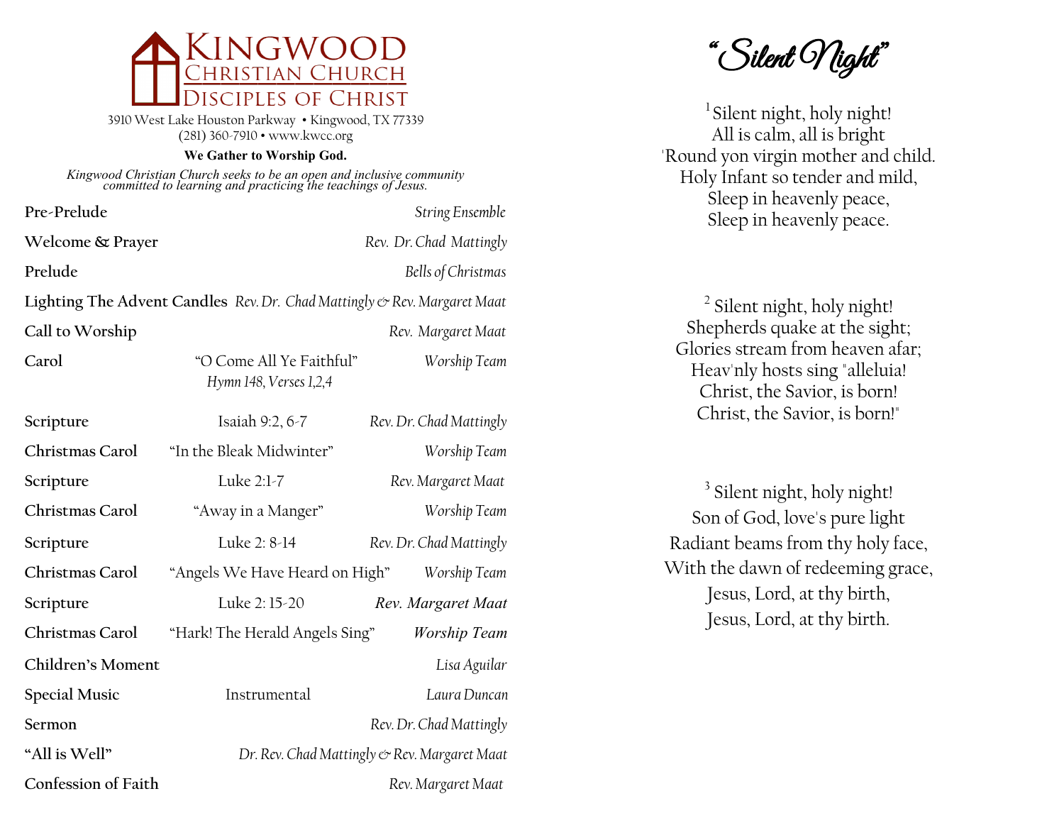# Kingwood Christian Church
## Disciples of Christ

3910 West Lake Houston Parkway • Kingwood, TX 77339
(281) 360-7910 • www.kwcc.org

**We Gather to Worship God.**

*Kingwood Christian Church seeks to be an open and inclusive community committed to learning and practicing the teachings of Jesus.*

| | | |
|---|---|---|
| **Pre-Prelude** | | *String Ensemble* |
| **Welcome & Prayer** | | *Rev. Dr. Chad Mattingly* |
| **Prelude** | | *Bells of Christmas* |
| **Lighting The Advent Candles** | | *Rev. Dr. Chad Mattingly & Rev. Margaret Maat* |
| **Call to Worship** | | *Rev. Margaret Maat* |
| **Carol** | "O Come All Ye Faithful" *Hymn 148, Verses 1,2,4* | *Worship Team* |
| **Scripture** | Isaiah 9:2, 6-7 | *Rev. Dr. Chad Mattingly* |
| **Christmas Carol** | "In the Bleak Midwinter" | *Worship Team* |
| **Scripture** | Luke 2:1-7 | *Rev. Margaret Maat* |
| **Christmas Carol** | "Away in a Manger" | *Worship Team* |
| **Scripture** | Luke 2: 8-14 | *Rev. Dr. Chad Mattingly* |
| **Christmas Carol** | "Angels We Have Heard on High" | *Worship Team* |
| **Scripture** | Luke 2: 15-20 | *Rev. Margaret Maat* |
| **Christmas Carol** | "Hark! The Herald Angels Sing" | *Worship Team* |
| **Children's Moment** | | *Lisa Aguilar* |
| **Special Music** | Instrumental | *Laura Duncan* |
| **Sermon** | | *Rev. Dr. Chad Mattingly* |
| **"All is Well"** | | *Dr. Rev. Chad Mattingly & Rev. Margaret Maat* |
| **Confession of Faith** | | *Rev. Margaret Maat* |

# "Silent Night"

[1] Silent night, holy night!
All is calm, all is bright
'Round yon virgin mother and child.
Holy Infant so tender and mild,
Sleep in heavenly peace,
Sleep in heavenly peace.

[2] Silent night, holy night!
Shepherds quake at the sight;
Glories stream from heaven afar;
Heav'nly hosts sing "alleluia!
Christ, the Savior, is born!
Christ, the Savior, is born!"

[3] Silent night, holy night!
Son of God, love's pure light
Radiant beams from thy holy face,
With the dawn of redeeming grace,
Jesus, Lord, at thy birth,
Jesus, Lord, at thy birth.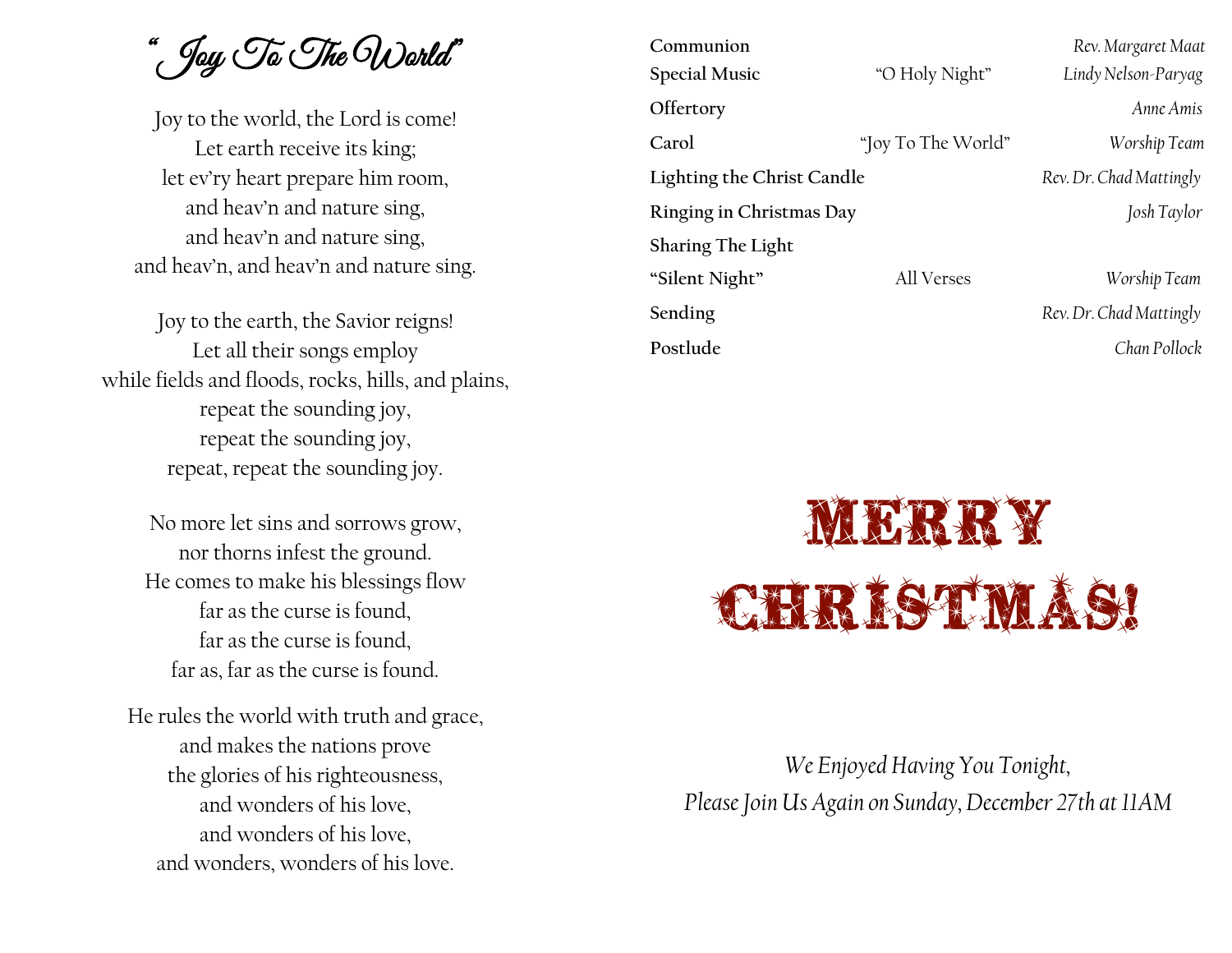# "Joy To The World"

Joy to the world, the Lord is come!
Let earth receive its king;
let ev'ry heart prepare him room,
and heav'n and nature sing,
and heav'n and nature sing,
and heav'n, and heav'n and nature sing.

Joy to the earth, the Savior reigns!
Let all their songs employ
while fields and floods, rocks, hills, and plains,
repeat the sounding joy,
repeat the sounding joy,
repeat, repeat the sounding joy.

No more let sins and sorrows grow,
nor thorns infest the ground.
He comes to make his blessings flow
far as the curse is found,
far as the curse is found,
far as, far as the curse is found.

He rules the world with truth and grace,
and makes the nations prove
the glories of his righteousness,
and wonders of his love,
and wonders of his love,
and wonders, wonders of his love.

| | | |
|---|---|---|
| **Communion** | | *Rev. Margaret Maat* |
| **Special Music** | "O Holy Night" | *Lindy Nelson-Paryag* |
| **Offertory** | | *Anne Amis* |
| **Carol** | "Joy To The World" | *Worship Team* |
| **Lighting the Christ Candle** | | *Rev. Dr. Chad Mattingly* |
| **Ringing in Christmas Day** | | *Josh Taylor* |
| **Sharing The Light** | | |
| **"Silent Night"** | All Verses | *Worship Team* |
| **Sending** | | *Rev. Dr. Chad Mattingly* |
| **Postlude** | | *Chan Pollock* |

# MERRY CHRISTMAS!

*We Enjoyed Having You Tonight,*
*Please Join Us Again on Sunday, December 27th at 11AM*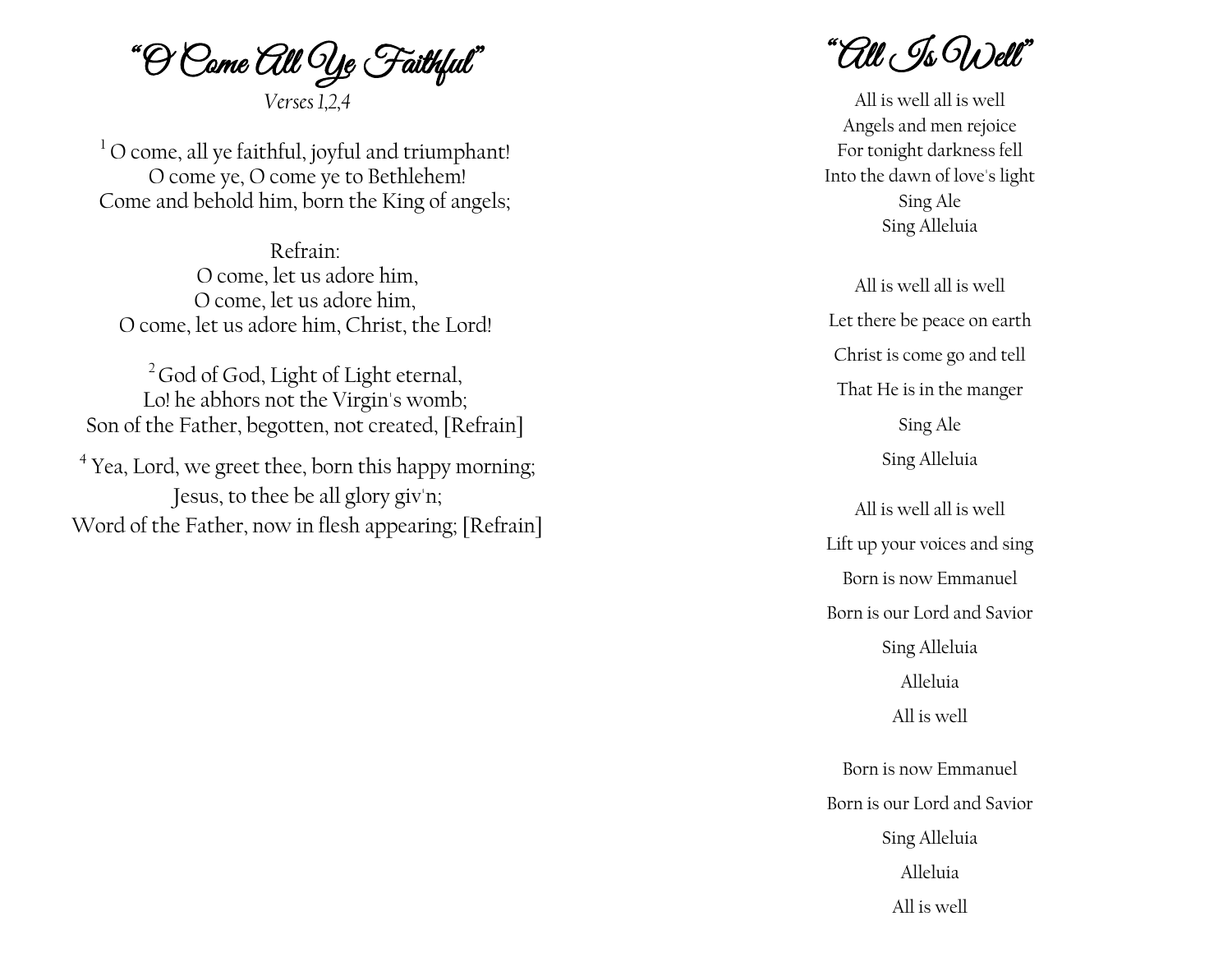# "O Come All Ye Faithful"

*Verses 1,2,4*

[1] O come, all ye faithful, joyful and triumphant!
O come ye, O come ye to Bethlehem!
Come and behold him, born the King of angels;

Refrain:
O come, let us adore him,
O come, let us adore him,
O come, let us adore him, Christ, the Lord!

[2] God of God, Light of Light eternal,
Lo! he abhors not the Virgin's womb;
Son of the Father, begotten, not created, [Refrain]

[4] Yea, Lord, we greet thee, born this happy morning;
Jesus, to thee be all glory giv'n;
Word of the Father, now in flesh appearing; [Refrain]

# "All Is Well"

All is well all is well
Angels and men rejoice
For tonight darkness fell
Into the dawn of love's light
Sing Ale
Sing Alleluia

All is well all is well
Let there be peace on earth
Christ is come go and tell
That He is in the manger
Sing Ale
Sing Alleluia

All is well all is well
Lift up your voices and sing
Born is now Emmanuel
Born is our Lord and Savior
Sing Alleluia
Alleluia
All is well

Born is now Emmanuel
Born is our Lord and Savior
Sing Alleluia
Alleluia
All is well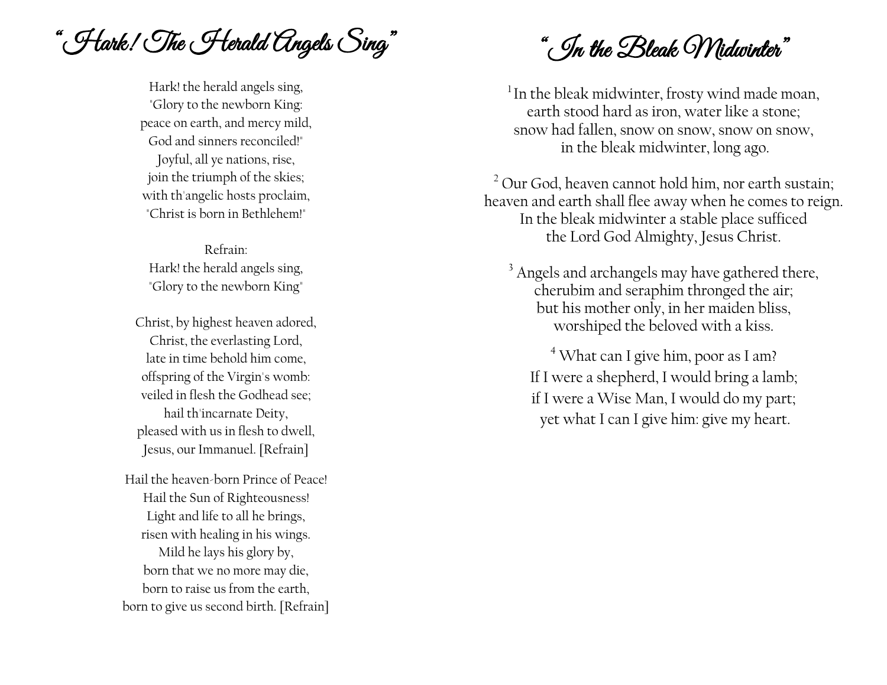# "Hark! The Herald Angels Sing"

Hark! the herald angels sing,
"Glory to the newborn King:
peace on earth, and mercy mild,
God and sinners reconciled!"
Joyful, all ye nations, rise,
join the triumph of the skies;
with th'angelic hosts proclaim,
"Christ is born in Bethlehem!"

Refrain:
Hark! the herald angels sing,
"Glory to the newborn King"

Christ, by highest heaven adored,
Christ, the everlasting Lord,
late in time behold him come,
offspring of the Virgin's womb:
veiled in flesh the Godhead see;
hail th'incarnate Deity,
pleased with us in flesh to dwell,
Jesus, our Immanuel. [Refrain]

Hail the heaven-born Prince of Peace!
Hail the Sun of Righteousness!
Light and life to all he brings,
risen with healing in his wings.
Mild he lays his glory by,
born that we no more may die,
born to raise us from the earth,
born to give us second birth. [Refrain]

# "In the Bleak Midwinter"

[1] In the bleak midwinter, frosty wind made moan,
earth stood hard as iron, water like a stone;
snow had fallen, snow on snow, snow on snow,
in the bleak midwinter, long ago.

[2] Our God, heaven cannot hold him, nor earth sustain;
heaven and earth shall flee away when he comes to reign.
In the bleak midwinter a stable place sufficed
the Lord God Almighty, Jesus Christ.

[3] Angels and archangels may have gathered there,
cherubim and seraphim thronged the air;
but his mother only, in her maiden bliss,
worshiped the beloved with a kiss.

[4] What can I give him, poor as I am?
If I were a shepherd, I would bring a lamb;
if I were a Wise Man, I would do my part;
yet what I can I give him: give my heart.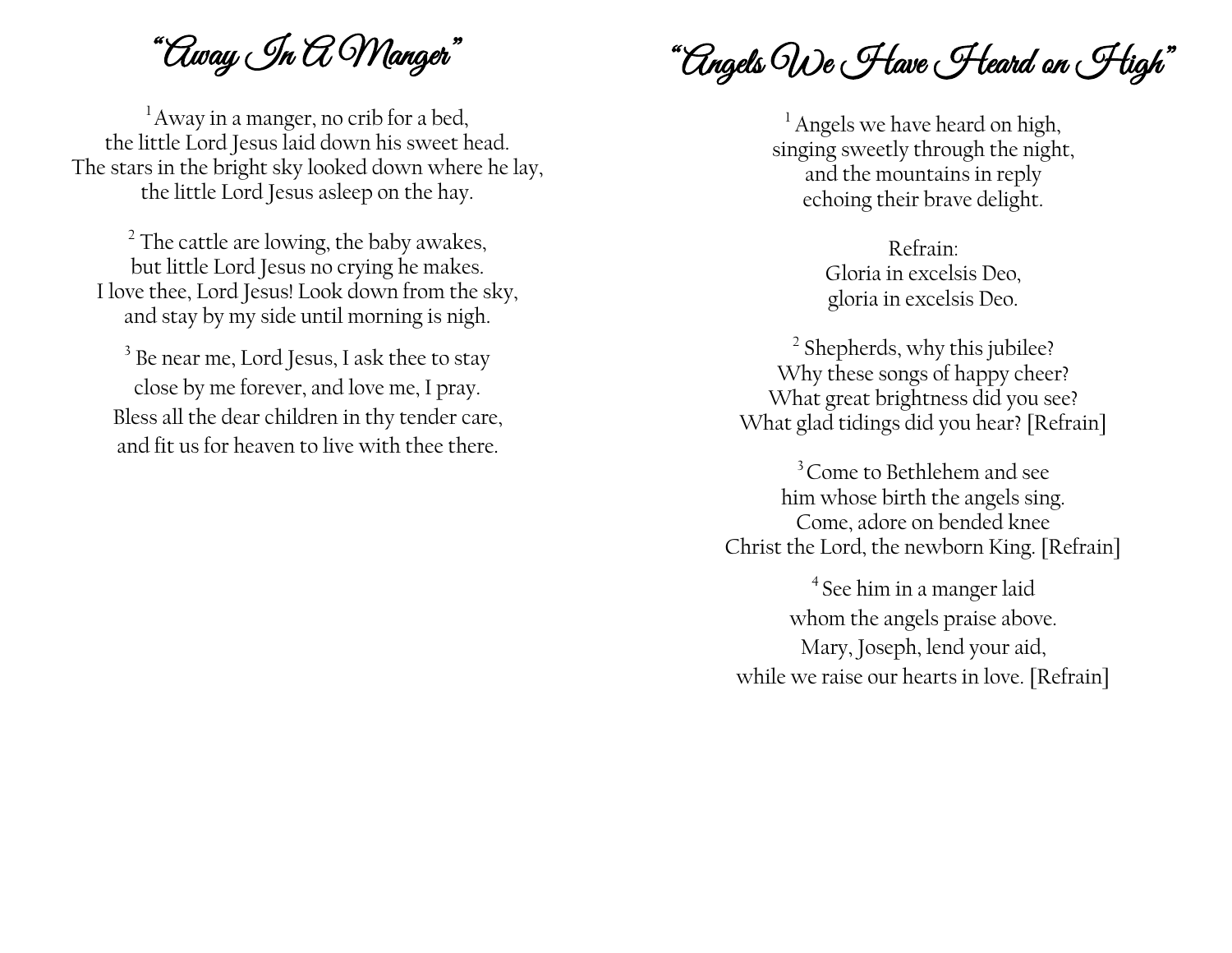# "Away In A Manger"

[1] Away in a manger, no crib for a bed,
the little Lord Jesus laid down his sweet head.
The stars in the bright sky looked down where he lay,
the little Lord Jesus asleep on the hay.

[2] The cattle are lowing, the baby awakes,
but little Lord Jesus no crying he makes.
I love thee, Lord Jesus! Look down from the sky,
and stay by my side until morning is nigh.

[3] Be near me, Lord Jesus, I ask thee to stay
close by me forever, and love me, I pray.
Bless all the dear children in thy tender care,
and fit us for heaven to live with thee there.

# "Angels We Have Heard on High"

[1] Angels we have heard on high,
singing sweetly through the night,
and the mountains in reply
echoing their brave delight.

Refrain:
Gloria in excelsis Deo,
gloria in excelsis Deo.

[2] Shepherds, why this jubilee?
Why these songs of happy cheer?
What great brightness did you see?
What glad tidings did you hear? [Refrain]

[3] Come to Bethlehem and see
him whose birth the angels sing.
Come, adore on bended knee
Christ the Lord, the newborn King. [Refrain]

[4] See him in a manger laid
whom the angels praise above.
Mary, Joseph, lend your aid,
while we raise our hearts in love. [Refrain]